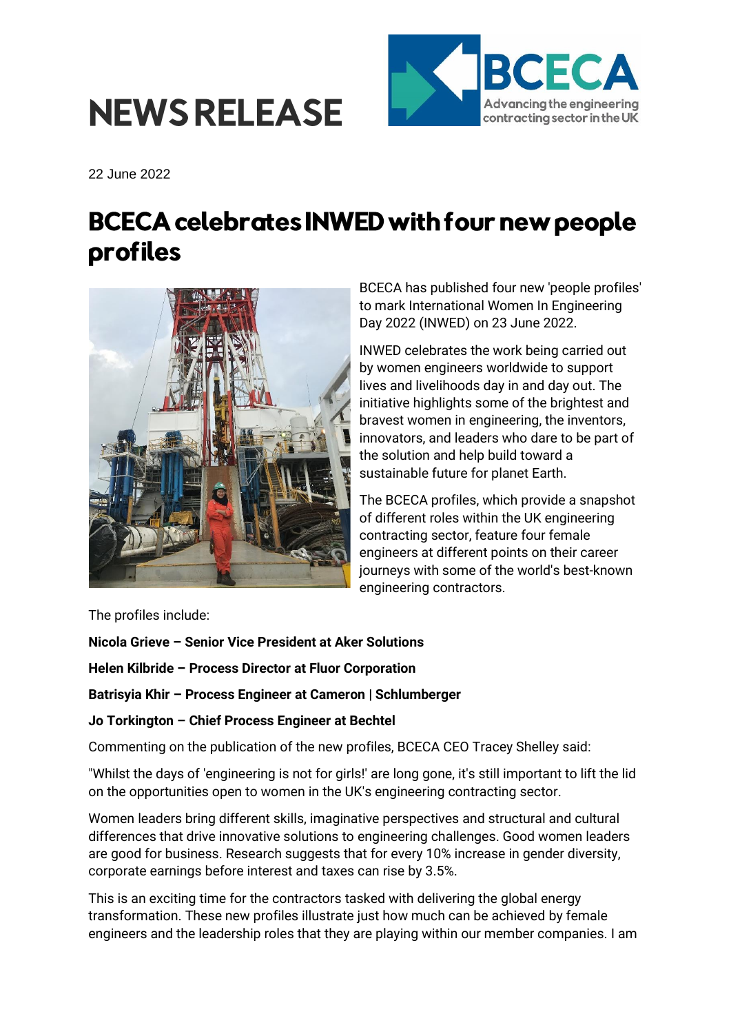# NEWS RELEASE

22 June 2022

## BCECA celebrates INWED with four new people profiles

BCECA has published four new 'people profiles' to mark International Women In Engineering Day 2022 (INWED) on 23 June 2022.

INWED celebrates the work being carried out by women engineers worldwide to support lives and livelihoods day in and day out. The initiative highlights some of the brightest and bravest women in engineering, the inventors, innovators, and leaders who dare to be part of the solution and help build toward a sustainable future for planet Earth.

The BCECA profiles, which provide a snapshot of different roles within the UK engineering contracting sector, feature four female engineers at different points on their career journeys with some of the world's best-known engineering contractors.

The profiles include:

**Nicola Grieve – Senior Vice President at Aker Solutions**

**Helen Kilbride – Process Director at Fluor Corporation**

**Batrisyia Khir – Process Engineer at Cameron | Schlumberger**

**Jo Torkington – Chief Process Engineer at Bechtel**

Commenting on the publication of the new profiles, BCECA CEO Tracey Shelley said:

"Whilst the days of 'engineering is not for girls!' are long gone, it's still important to lift the lid on the opportunities open to women in the UK's engineering contracting sector.

Women leaders bring different skills, imaginative perspectives and structural and cultural differences that drive innovative solutions to engineering challenges. Good women leaders are good for business. Research suggests that for every 10% increase in gender diversity, corporate earnings before interest and taxes can rise by 3.5%.

This is an exciting time for the contractors tasked with delivering the global energy transformation. These new profiles illustrate just how much can be achieved by female engineers and the leadership roles that they are playing within our member companies. I am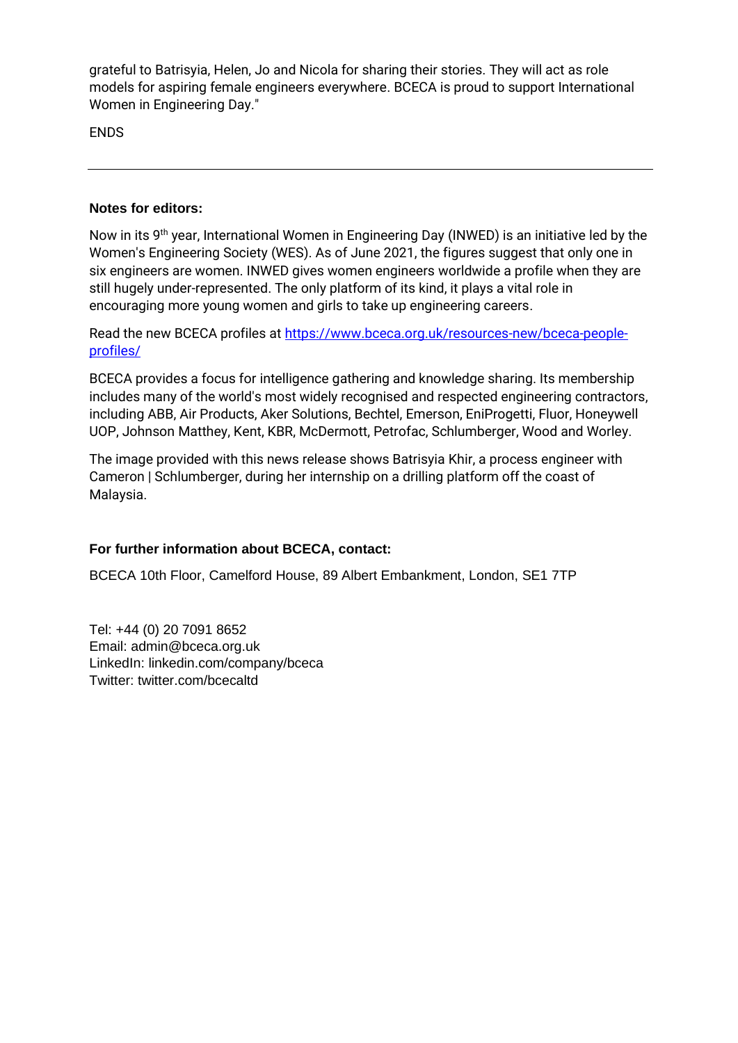grateful to Batrisyia, Helen, Jo and Nicola for sharing their stories. They will act as role models for aspiring female engineers everywhere. BCECA is proud to support International Women in Engineering Day."

ENDS

---

**Notes for editors:**

Now in its 9th year, International Women in Engineering Day (INWED) is an initiative led by the Women's Engineering Society (WES). As of June 2021, the figures suggest that only one in six engineers are women. INWED gives women engineers worldwide a profile when they are still hugely under-represented. The only platform of its kind, it plays a vital role in encouraging more young women and girls to take up engineering careers.

Read the new BCECA profiles at [https://www.bceca.org.uk/resources-new/bceca-people-profiles/](https://www.bceca.org.uk/resources-new/bceca-people-profiles/)

BCECA provides a focus for intelligence gathering and knowledge sharing. Its membership includes many of the world's most widely recognised and respected engineering contractors, including ABB, Air Products, Aker Solutions, Bechtel, Emerson, EniProgetti, Fluor, Honeywell UOP, Johnson Matthey, Kent, KBR, McDermott, Petrofac, Schlumberger, Wood and Worley.

The image provided with this news release shows Batrisyia Khir, a process engineer with Cameron | Schlumberger, during her internship on a drilling platform off the coast of Malaysia.

**For further information about BCECA, contact:**

BCECA 10th Floor, Camelford House, 89 Albert Embankment, London, SE1 7TP

Tel: +44 (0) 20 7091 8652
Email: admin@bceca.org.uk
LinkedIn: linkedin.com/company/bceca
Twitter: twitter.com/bcecaltd